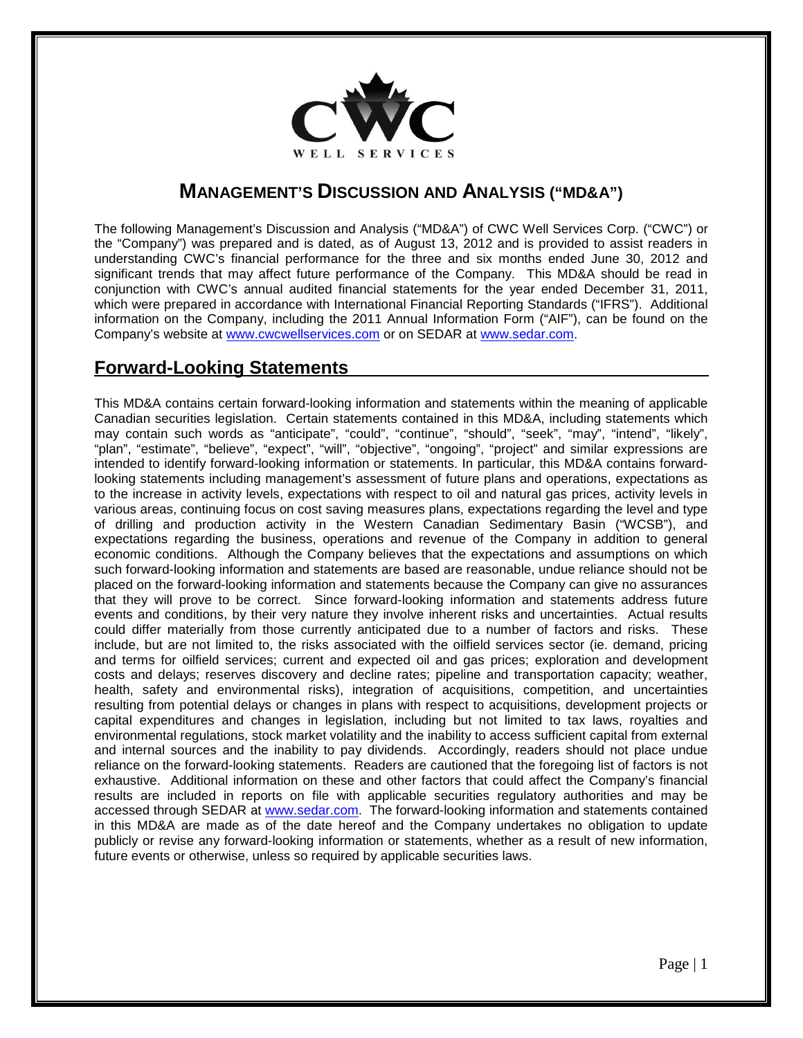# MANAGEMENT'S DISCUSSION AND ANALYSIS ("MD&A")

The following Management's Discussion and Analysis ("MD&A") of CWC Well Services Corp. ("CWC") or the "Company") was prepared and is dated, as of August 13, 2012 and is provided to assist readers in understanding CWC's financial performance for the three and six months ended June 30, 2012 and significant trends that may affect future performance of the Company. This MD&A should be read in conjunction with CWC's annual audited financial statements for the year ended December 31, 2011, which were prepared in accordance with International Financial Reporting Standards ("IFRS"). Additional information on the Company, including the 2011 Annual Information Form ("AIF"), can be found on the Company's website at www.cwcwellservices.com or on SEDAR at www.sedar.com.

## Forward-Looking Statements

This MD&A contains certain forward-looking information and statements within the meaning of applicable Canadian securities legislation. Certain statements contained in this MD&A, including statements which may contain such words as "anticipate", "could", "continue", "should", "seek", "may", "intend", "likely", "plan", "estimate", "believe", "expect", "will", "objective", "ongoing", "project" and similar expressions are intended to identify forward-looking information or statements. In particular, this MD&A contains forward-looking statements including management's assessment of future plans and operations, expectations as to the increase in activity levels, expectations with respect to oil and natural gas prices, activity levels in various areas, continuing focus on cost saving measures plans, expectations regarding the level and type of drilling and production activity in the Western Canadian Sedimentary Basin ("WCSB"), and expectations regarding the business, operations and revenue of the Company in addition to general economic conditions. Although the Company believes that the expectations and assumptions on which such forward-looking information and statements are based are reasonable, undue reliance should not be placed on the forward-looking information and statements because the Company can give no assurances that they will prove to be correct. Since forward-looking information and statements address future events and conditions, by their very nature they involve inherent risks and uncertainties. Actual results could differ materially from those currently anticipated due to a number of factors and risks. These include, but are not limited to, the risks associated with the oilfield services sector (ie. demand, pricing and terms for oilfield services; current and expected oil and gas prices; exploration and development costs and delays; reserves discovery and decline rates; pipeline and transportation capacity; weather, health, safety and environmental risks), integration of acquisitions, competition, and uncertainties resulting from potential delays or changes in plans with respect to acquisitions, development projects or capital expenditures and changes in legislation, including but not limited to tax laws, royalties and environmental regulations, stock market volatility and the inability to access sufficient capital from external and internal sources and the inability to pay dividends. Accordingly, readers should not place undue reliance on the forward-looking statements. Readers are cautioned that the foregoing list of factors is not exhaustive. Additional information on these and other factors that could affect the Company's financial results are included in reports on file with applicable securities regulatory authorities and may be accessed through SEDAR at www.sedar.com. The forward-looking information and statements contained in this MD&A are made as of the date hereof and the Company undertakes no obligation to update publicly or revise any forward-looking information or statements, whether as a result of new information, future events or otherwise, unless so required by applicable securities laws.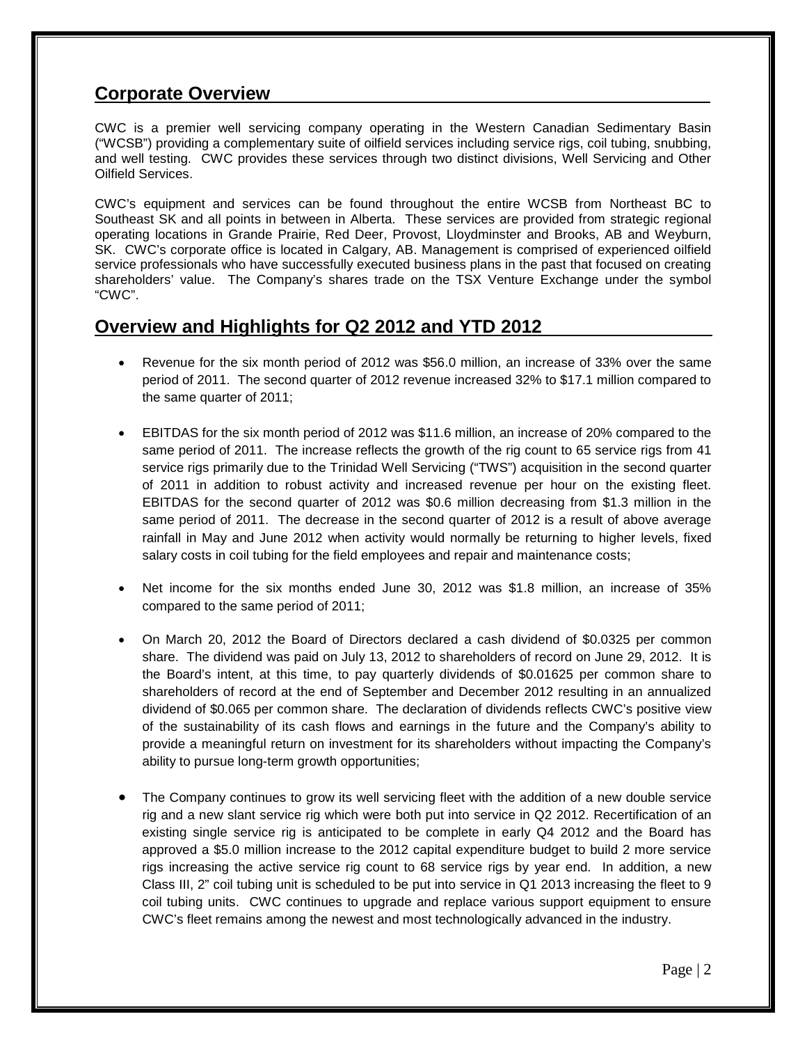## Corporate Overview

CWC is a premier well servicing company operating in the Western Canadian Sedimentary Basin ("WCSB") providing a complementary suite of oilfield services including service rigs, coil tubing, snubbing, and well testing. CWC provides these services through two distinct divisions, Well Servicing and Other Oilfield Services.

CWC's equipment and services can be found throughout the entire WCSB from Northeast BC to Southeast SK and all points in between in Alberta. These services are provided from strategic regional operating locations in Grande Prairie, Red Deer, Provost, Lloydminster and Brooks, AB and Weyburn, SK. CWC's corporate office is located in Calgary, AB. Management is comprised of experienced oilfield service professionals who have successfully executed business plans in the past that focused on creating shareholders' value. The Company's shares trade on the TSX Venture Exchange under the symbol "CWC".

## Overview and Highlights for Q2 2012 and YTD 2012

- Revenue for the six month period of 2012 was $56.0 million, an increase of 33% over the same period of 2011. The second quarter of 2012 revenue increased 32% to $17.1 million compared to the same quarter of 2011;
- EBITDAS for the six month period of 2012 was $11.6 million, an increase of 20% compared to the same period of 2011. The increase reflects the growth of the rig count to 65 service rigs from 41 service rigs primarily due to the Trinidad Well Servicing ("TWS") acquisition in the second quarter of 2011 in addition to robust activity and increased revenue per hour on the existing fleet. EBITDAS for the second quarter of 2012 was $0.6 million decreasing from $1.3 million in the same period of 2011. The decrease in the second quarter of 2012 is a result of above average rainfall in May and June 2012 when activity would normally be returning to higher levels, fixed salary costs in coil tubing for the field employees and repair and maintenance costs;
- Net income for the six months ended June 30, 2012 was $1.8 million, an increase of 35% compared to the same period of 2011;
- On March 20, 2012 the Board of Directors declared a cash dividend of $0.0325 per common share. The dividend was paid on July 13, 2012 to shareholders of record on June 29, 2012. It is the Board's intent, at this time, to pay quarterly dividends of $0.01625 per common share to shareholders of record at the end of September and December 2012 resulting in an annualized dividend of $0.065 per common share. The declaration of dividends reflects CWC's positive view of the sustainability of its cash flows and earnings in the future and the Company's ability to provide a meaningful return on investment for its shareholders without impacting the Company's ability to pursue long-term growth opportunities;
- The Company continues to grow its well servicing fleet with the addition of a new double service rig and a new slant service rig which were both put into service in Q2 2012. Recertification of an existing single service rig is anticipated to be complete in early Q4 2012 and the Board has approved a $5.0 million increase to the 2012 capital expenditure budget to build 2 more service rigs increasing the active service rig count to 68 service rigs by year end. In addition, a new Class III, 2" coil tubing unit is scheduled to be put into service in Q1 2013 increasing the fleet to 9 coil tubing units. CWC continues to upgrade and replace various support equipment to ensure CWC's fleet remains among the newest and most technologically advanced in the industry.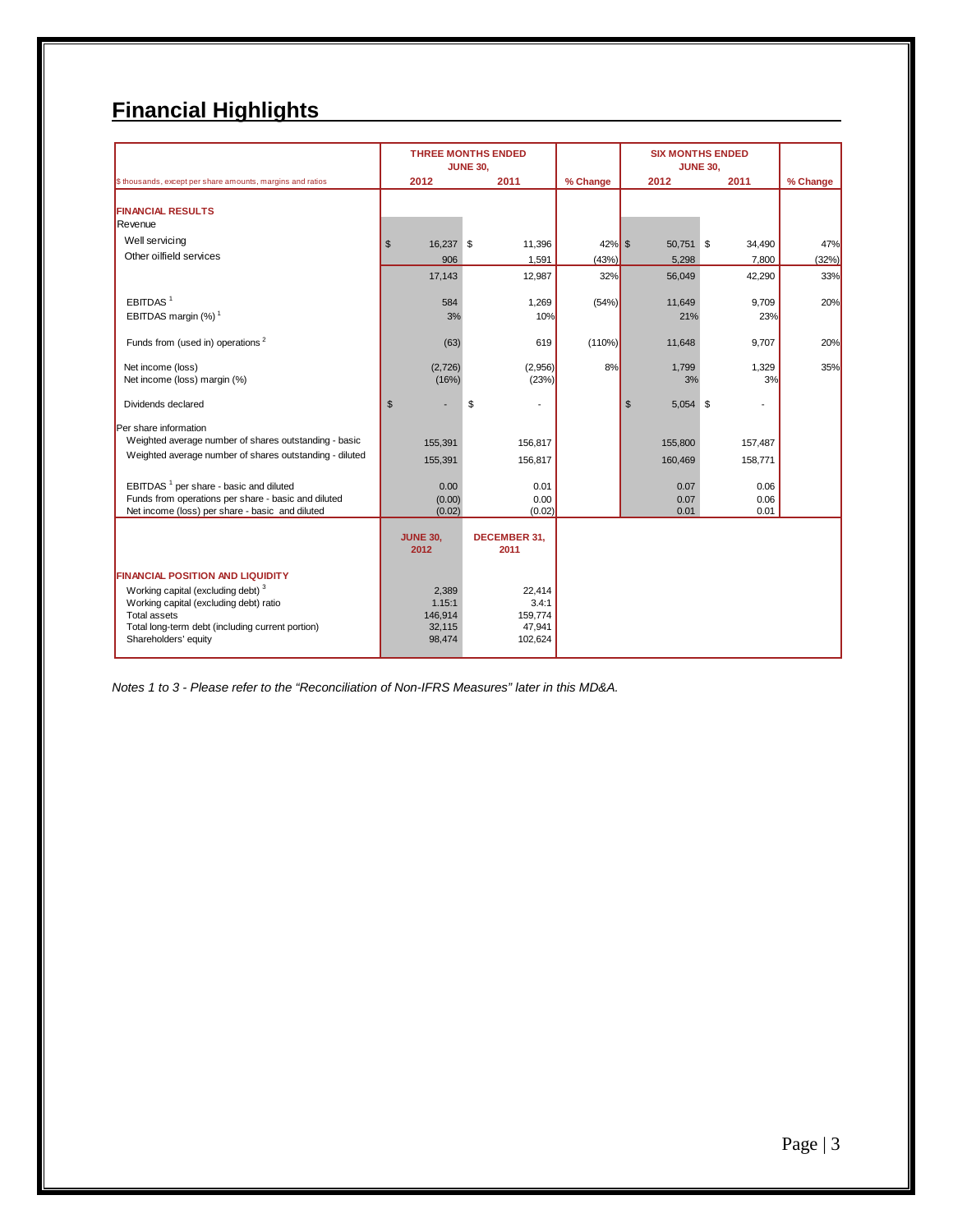## Financial Highlights

| $ thousands, except per share amounts, margins and ratios | THREE MONTHS ENDED JUNE 30, 2012 | 2011 | % Change | SIX MONTHS ENDED JUNE 30, 2012 | 2011 | % Change |
|---|---|---|---|---|---|---|
| **FINANCIAL RESULTS** | | | | | | |
| Revenue | | | | | | |
| Well servicing | $ 16,237 | $ 11,396 | 42% | $ 50,751 | $ 34,490 | 47% |
| Other oilfield services | 906 | 1,591 | (43%) | 5,298 | 7,800 | (32%) |
| | 17,143 | 12,987 | 32% | 56,049 | 42,290 | 33% |
| EBITDAS [1] | 584 | 1,269 | (54%) | 11,649 | 9,709 | 20% |
| EBITDAS margin (%) [1] | 3% | 10% | | 21% | 23% | |
| Funds from (used in) operations [2] | (63) | 619 | (110%) | 11,648 | 9,707 | 20% |
| Net income (loss) | (2,726) | (2,956) | 8% | 1,799 | 1,329 | 35% |
| Net income (loss) margin (%) | (16%) | (23%) | | 3% | 3% | |
| Dividends declared | $ - | $ - | | $ 5,054 | $ - | |
| Per share information | | | | | | |
| Weighted average number of shares outstanding - basic | 155,391 | 156,817 | | 155,800 | 157,487 | |
| Weighted average number of shares outstanding - diluted | 155,391 | 156,817 | | 160,469 | 158,771 | |
| EBITDAS [1] per share - basic and diluted | 0.00 | 0.01 | | 0.07 | 0.06 | |
| Funds from operations per share - basic and diluted | (0.00) | 0.00 | | 0.07 | 0.06 | |
| Net income (loss) per share - basic and diluted | (0.02) | (0.02) | | 0.01 | 0.01 | |

| | JUNE 30, 2012 | DECEMBER 31, 2011 |
|---|---|---|
| **FINANCIAL POSITION AND LIQUIDITY** | | |
| Working capital (excluding debt) [3] | 2,389 | 22,414 |
| Working capital (excluding debt) ratio | 1.15:1 | 3.4:1 |
| Total assets | 146,914 | 159,774 |
| Total long-term debt (including current portion) | 32,115 | 47,941 |
| Shareholders' equity | 98,474 | 102,624 |

*Notes 1 to 3 - Please refer to the "Reconciliation of Non-IFRS Measures" later in this MD&A.*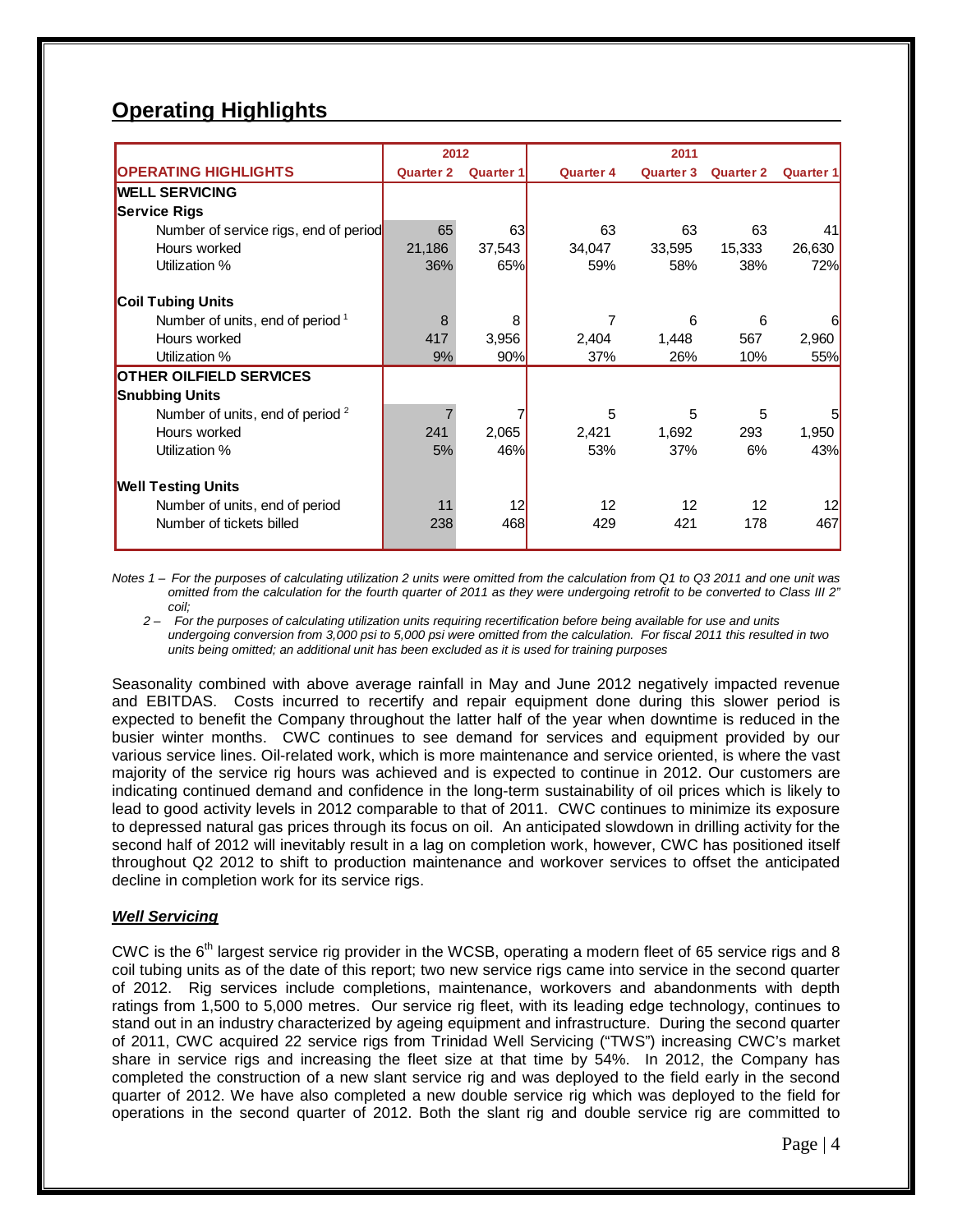## Operating Highlights

| OPERATING HIGHLIGHTS | 2012 | | 2011 | | | |
|---|---|---|---|---|---|---|
| | Quarter 2 | Quarter 1 | Quarter 4 | Quarter 3 | Quarter 2 | Quarter 1 |
| **WELL SERVICING** | | | | | | |
| **Service Rigs** | | | | | | |
| Number of service rigs, end of period | 65 | 63 | 63 | 63 | 63 | 41 |
| Hours worked | 21,186 | 37,543 | 34,047 | 33,595 | 15,333 | 26,630 |
| Utilization % | 36% | 65% | 59% | 58% | 38% | 72% |
| **Coil Tubing Units** | | | | | | |
| Number of units, end of period [1] | 8 | 8 | 7 | 6 | 6 | 6 |
| Hours worked | 417 | 3,956 | 2,404 | 1,448 | 567 | 2,960 |
| Utilization % | 9% | 90% | 37% | 26% | 10% | 55% |
| **OTHER OILFIELD SERVICES** | | | | | | |
| **Snubbing Units** | | | | | | |
| Number of units, end of period [2] | 7 | 7 | 5 | 5 | 5 | 5 |
| Hours worked | 241 | 2,065 | 2,421 | 1,692 | 293 | 1,950 |
| Utilization % | 5% | 46% | 53% | 37% | 6% | 43% |
| **Well Testing Units** | | | | | | |
| Number of units, end of period | 11 | 12 | 12 | 12 | 12 | 12 |
| Number of tickets billed | 238 | 468 | 429 | 421 | 178 | 467 |

*Notes 1 – For the purposes of calculating utilization 2 units were omitted from the calculation from Q1 to Q3 2011 and one unit was omitted from the calculation for the fourth quarter of 2011 as they were undergoing retrofit to be converted to Class III 2" coil;*

*2 – For the purposes of calculating utilization units requiring recertification before being available for use and units undergoing conversion from 3,000 psi to 5,000 psi were omitted from the calculation. For fiscal 2011 this resulted in two units being omitted; an additional unit has been excluded as it is used for training purposes*

Seasonality combined with above average rainfall in May and June 2012 negatively impacted revenue and EBITDAS. Costs incurred to recertify and repair equipment done during this slower period is expected to benefit the Company throughout the latter half of the year when downtime is reduced in the busier winter months. CWC continues to see demand for services and equipment provided by our various service lines. Oil-related work, which is more maintenance and service oriented, is where the vast majority of the service rig hours was achieved and is expected to continue in 2012. Our customers are indicating continued demand and confidence in the long-term sustainability of oil prices which is likely to lead to good activity levels in 2012 comparable to that of 2011. CWC continues to minimize its exposure to depressed natural gas prices through its focus on oil. An anticipated slowdown in drilling activity for the second half of 2012 will inevitably result in a lag on completion work, however, CWC has positioned itself throughout Q2 2012 to shift to production maintenance and workover services to offset the anticipated decline in completion work for its service rigs.

### *Well Servicing*

CWC is the 6th largest service rig provider in the WCSB, operating a modern fleet of 65 service rigs and 8 coil tubing units as of the date of this report; two new service rigs came into service in the second quarter of 2012. Rig services include completions, maintenance, workovers and abandonments with depth ratings from 1,500 to 5,000 metres. Our service rig fleet, with its leading edge technology, continues to stand out in an industry characterized by ageing equipment and infrastructure. During the second quarter of 2011, CWC acquired 22 service rigs from Trinidad Well Servicing ("TWS") increasing CWC's market share in service rigs and increasing the fleet size at that time by 54%. In 2012, the Company has completed the construction of a new slant service rig and was deployed to the field early in the second quarter of 2012. We have also completed a new double service rig which was deployed to the field for operations in the second quarter of 2012. Both the slant rig and double service rig are committed to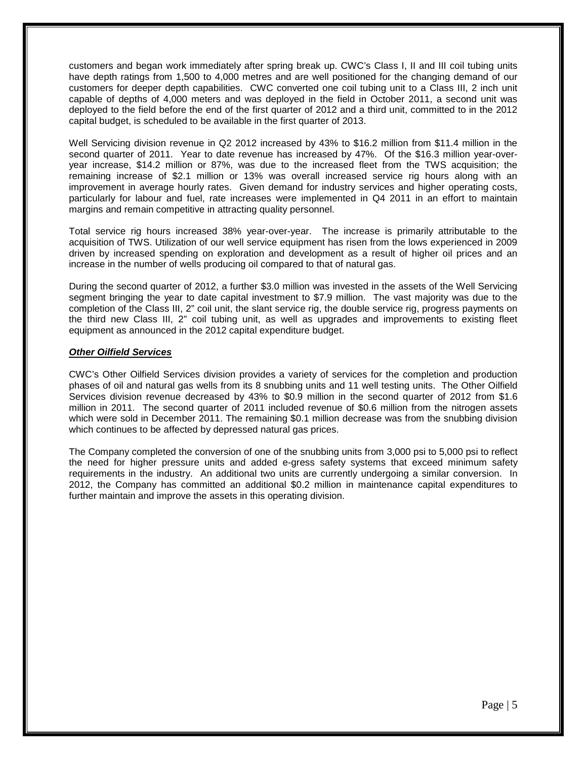customers and began work immediately after spring break up. CWC's Class I, II and III coil tubing units have depth ratings from 1,500 to 4,000 metres and are well positioned for the changing demand of our customers for deeper depth capabilities. CWC converted one coil tubing unit to a Class III, 2 inch unit capable of depths of 4,000 meters and was deployed in the field in October 2011, a second unit was deployed to the field before the end of the first quarter of 2012 and a third unit, committed to in the 2012 capital budget, is scheduled to be available in the first quarter of 2013.

Well Servicing division revenue in Q2 2012 increased by 43% to $16.2 million from $11.4 million in the second quarter of 2011. Year to date revenue has increased by 47%. Of the $16.3 million year-over-year increase, $14.2 million or 87%, was due to the increased fleet from the TWS acquisition; the remaining increase of $2.1 million or 13% was overall increased service rig hours along with an improvement in average hourly rates. Given demand for industry services and higher operating costs, particularly for labour and fuel, rate increases were implemented in Q4 2011 in an effort to maintain margins and remain competitive in attracting quality personnel.

Total service rig hours increased 38% year-over-year. The increase is primarily attributable to the acquisition of TWS. Utilization of our well service equipment has risen from the lows experienced in 2009 driven by increased spending on exploration and development as a result of higher oil prices and an increase in the number of wells producing oil compared to that of natural gas.

During the second quarter of 2012, a further $3.0 million was invested in the assets of the Well Servicing segment bringing the year to date capital investment to $7.9 million. The vast majority was due to the completion of the Class III, 2" coil unit, the slant service rig, the double service rig, progress payments on the third new Class III, 2" coil tubing unit, as well as upgrades and improvements to existing fleet equipment as announced in the 2012 capital expenditure budget.

***Other Oilfield Services***

CWC's Other Oilfield Services division provides a variety of services for the completion and production phases of oil and natural gas wells from its 8 snubbing units and 11 well testing units. The Other Oilfield Services division revenue decreased by 43% to $0.9 million in the second quarter of 2012 from $1.6 million in 2011. The second quarter of 2011 included revenue of $0.6 million from the nitrogen assets which were sold in December 2011. The remaining $0.1 million decrease was from the snubbing division which continues to be affected by depressed natural gas prices.

The Company completed the conversion of one of the snubbing units from 3,000 psi to 5,000 psi to reflect the need for higher pressure units and added e-gress safety systems that exceed minimum safety requirements in the industry. An additional two units are currently undergoing a similar conversion. In 2012, the Company has committed an additional $0.2 million in maintenance capital expenditures to further maintain and improve the assets in this operating division.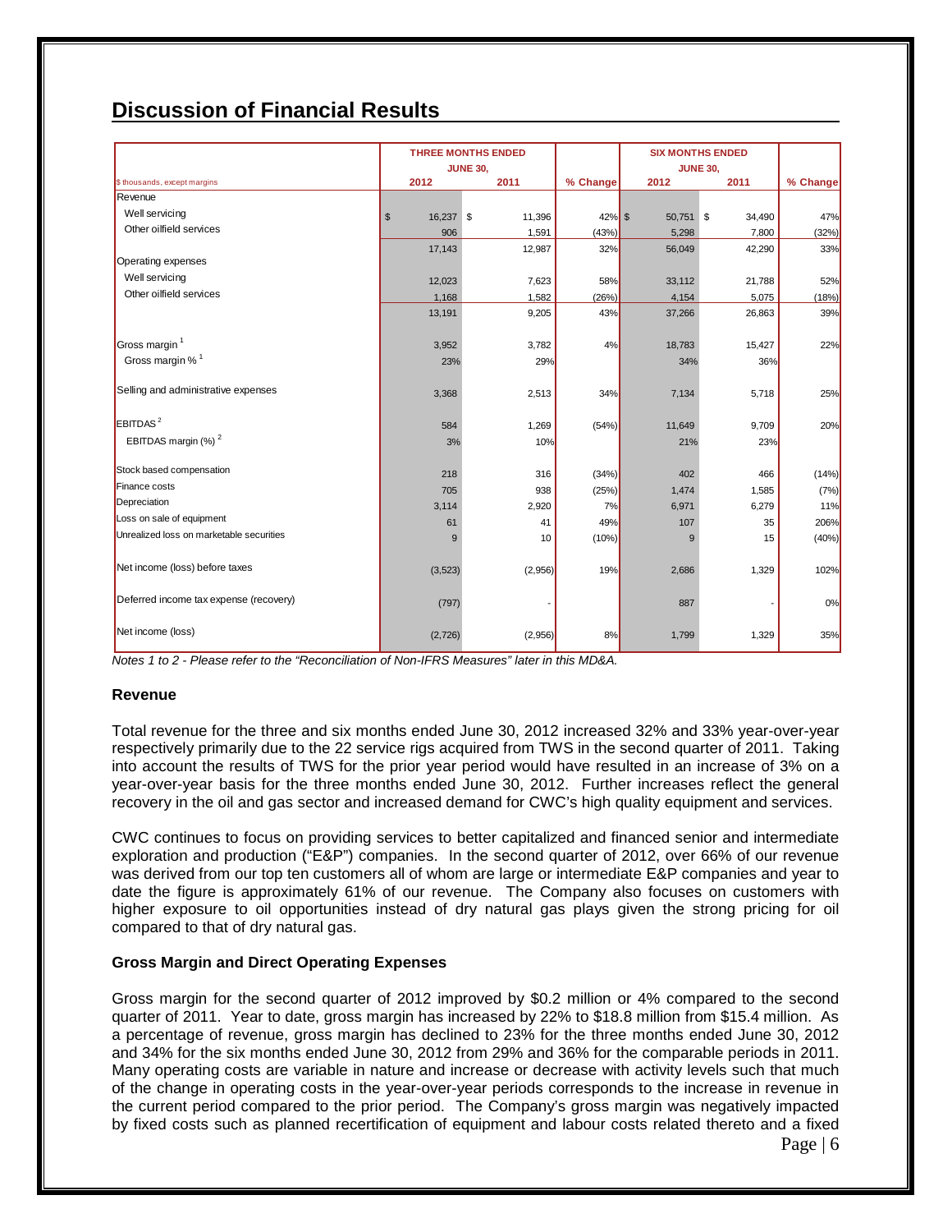## Discussion of Financial Results

| $ thousands, except margins | THREE MONTHS ENDED JUNE 30, 2012 | 2011 | % Change | SIX MONTHS ENDED JUNE 30, 2012 | 2011 | % Change |
|---|---|---|---|---|---|---|
| Revenue | | | | | | |
| Well servicing | $ 16,237 | $ 11,396 | 42% | $ 50,751 | $ 34,490 | 47% |
| Other oilfield services | 906 | 1,591 | (43%) | 5,298 | 7,800 | (32%) |
| | 17,143 | 12,987 | 32% | 56,049 | 42,290 | 33% |
| Operating expenses | | | | | | |
| Well servicing | 12,023 | 7,623 | 58% | 33,112 | 21,788 | 52% |
| Other oilfield services | 1,168 | 1,582 | (26%) | 4,154 | 5,075 | (18%) |
| | 13,191 | 9,205 | 43% | 37,266 | 26,863 | 39% |
| Gross margin [1] | 3,952 | 3,782 | 4% | 18,783 | 15,427 | 22% |
| Gross margin % [1] | 23% | 29% | | 34% | 36% | |
| Selling and administrative expenses | 3,368 | 2,513 | 34% | 7,134 | 5,718 | 25% |
| EBITDAS [2] | 584 | 1,269 | (54%) | 11,649 | 9,709 | 20% |
| EBITDAS margin (%) [2] | 3% | 10% | | 21% | 23% | |
| Stock based compensation | 218 | 316 | (34%) | 402 | 466 | (14%) |
| Finance costs | 705 | 938 | (25%) | 1,474 | 1,585 | (7%) |
| Depreciation | 3,114 | 2,920 | 7% | 6,971 | 6,279 | 11% |
| Loss on sale of equipment | 61 | 41 | 49% | 107 | 35 | 206% |
| Unrealized loss on marketable securities | 9 | 10 | (10%) | 9 | 15 | (40%) |
| Net income (loss) before taxes | (3,523) | (2,956) | 19% | 2,686 | 1,329 | 102% |
| Deferred income tax expense (recovery) | (797) | - | | 887 | - | 0% |
| Net income (loss) | (2,726) | (2,956) | 8% | 1,799 | 1,329 | 35% |

*Notes 1 to 2 - Please refer to the "Reconciliation of Non-IFRS Measures" later in this MD&A.*

### Revenue

Total revenue for the three and six months ended June 30, 2012 increased 32% and 33% year-over-year respectively primarily due to the 22 service rigs acquired from TWS in the second quarter of 2011. Taking into account the results of TWS for the prior year period would have resulted in an increase of 3% on a year-over-year basis for the three months ended June 30, 2012. Further increases reflect the general recovery in the oil and gas sector and increased demand for CWC's high quality equipment and services.

CWC continues to focus on providing services to better capitalized and financed senior and intermediate exploration and production ("E&P") companies. In the second quarter of 2012, over 66% of our revenue was derived from our top ten customers all of whom are large or intermediate E&P companies and year to date the figure is approximately 61% of our revenue. The Company also focuses on customers with higher exposure to oil opportunities instead of dry natural gas plays given the strong pricing for oil compared to that of dry natural gas.

### Gross Margin and Direct Operating Expenses

Gross margin for the second quarter of 2012 improved by $0.2 million or 4% compared to the second quarter of 2011. Year to date, gross margin has increased by 22% to $18.8 million from $15.4 million. As a percentage of revenue, gross margin has declined to 23% for the three months ended June 30, 2012 and 34% for the six months ended June 30, 2012 from 29% and 36% for the comparable periods in 2011. Many operating costs are variable in nature and increase or decrease with activity levels such that much of the change in operating costs in the year-over-year periods corresponds to the increase in revenue in the current period compared to the prior period. The Company's gross margin was negatively impacted by fixed costs such as planned recertification of equipment and labour costs related thereto and a fixed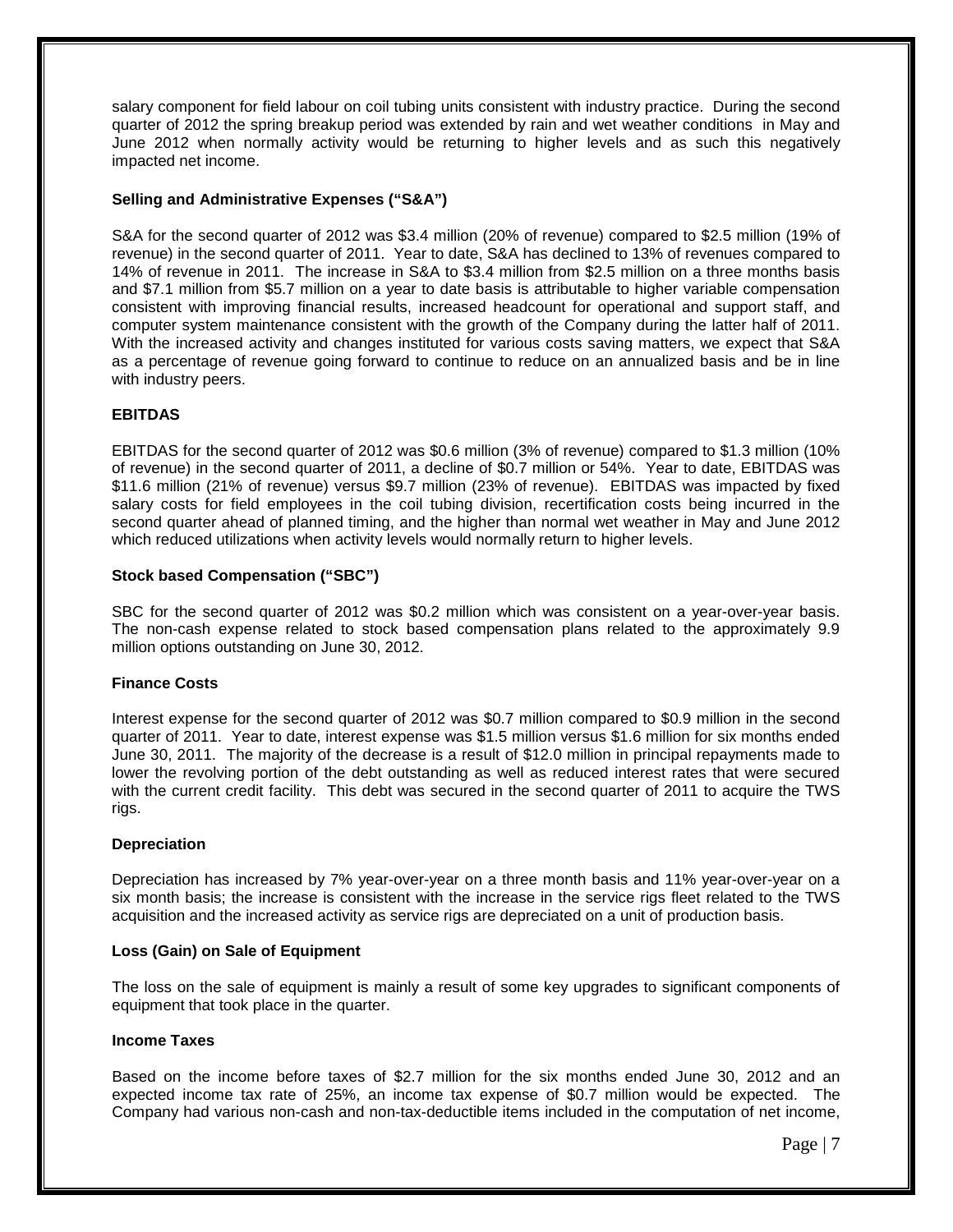salary component for field labour on coil tubing units consistent with industry practice. During the second quarter of 2012 the spring breakup period was extended by rain and wet weather conditions in May and June 2012 when normally activity would be returning to higher levels and as such this negatively impacted net income.

**Selling and Administrative Expenses ("S&A")**

S&A for the second quarter of 2012 was $3.4 million (20% of revenue) compared to $2.5 million (19% of revenue) in the second quarter of 2011. Year to date, S&A has declined to 13% of revenues compared to 14% of revenue in 2011. The increase in S&A to $3.4 million from $2.5 million on a three months basis and $7.1 million from $5.7 million on a year to date basis is attributable to higher variable compensation consistent with improving financial results, increased headcount for operational and support staff, and computer system maintenance consistent with the growth of the Company during the latter half of 2011. With the increased activity and changes instituted for various costs saving matters, we expect that S&A as a percentage of revenue going forward to continue to reduce on an annualized basis and be in line with industry peers.

**EBITDAS**

EBITDAS for the second quarter of 2012 was $0.6 million (3% of revenue) compared to $1.3 million (10% of revenue) in the second quarter of 2011, a decline of $0.7 million or 54%. Year to date, EBITDAS was $11.6 million (21% of revenue) versus $9.7 million (23% of revenue). EBITDAS was impacted by fixed salary costs for field employees in the coil tubing division, recertification costs being incurred in the second quarter ahead of planned timing, and the higher than normal wet weather in May and June 2012 which reduced utilizations when activity levels would normally return to higher levels.

**Stock based Compensation ("SBC")**

SBC for the second quarter of 2012 was $0.2 million which was consistent on a year-over-year basis. The non-cash expense related to stock based compensation plans related to the approximately 9.9 million options outstanding on June 30, 2012.

**Finance Costs**

Interest expense for the second quarter of 2012 was $0.7 million compared to $0.9 million in the second quarter of 2011. Year to date, interest expense was $1.5 million versus $1.6 million for six months ended June 30, 2011. The majority of the decrease is a result of $12.0 million in principal repayments made to lower the revolving portion of the debt outstanding as well as reduced interest rates that were secured with the current credit facility. This debt was secured in the second quarter of 2011 to acquire the TWS rigs.

**Depreciation**

Depreciation has increased by 7% year-over-year on a three month basis and 11% year-over-year on a six month basis; the increase is consistent with the increase in the service rigs fleet related to the TWS acquisition and the increased activity as service rigs are depreciated on a unit of production basis.

**Loss (Gain) on Sale of Equipment**

The loss on the sale of equipment is mainly a result of some key upgrades to significant components of equipment that took place in the quarter.

**Income Taxes**

Based on the income before taxes of $2.7 million for the six months ended June 30, 2012 and an expected income tax rate of 25%, an income tax expense of $0.7 million would be expected. The Company had various non-cash and non-tax-deductible items included in the computation of net income,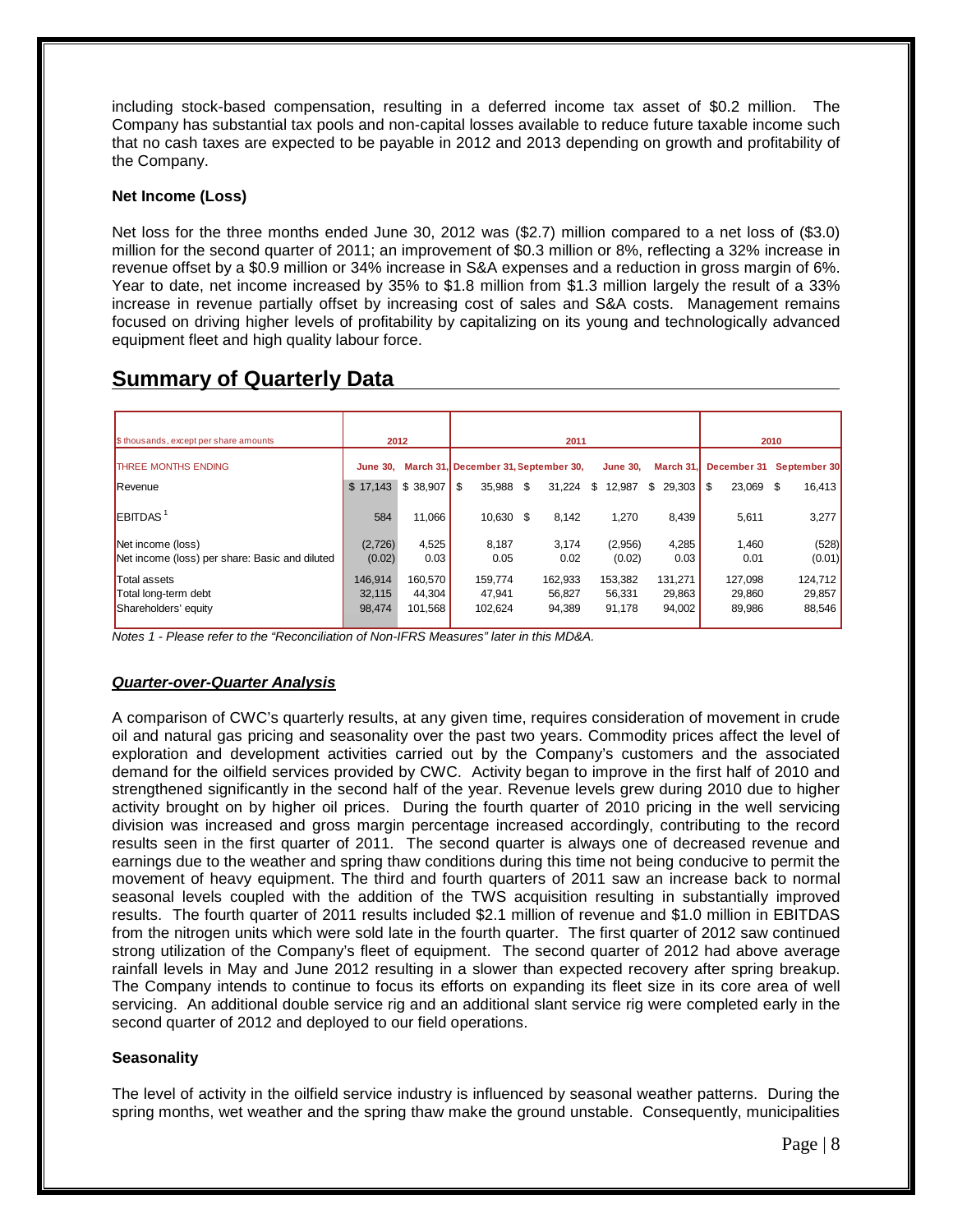including stock-based compensation, resulting in a deferred income tax asset of $0.2 million. The Company has substantial tax pools and non-capital losses available to reduce future taxable income such that no cash taxes are expected to be payable in 2012 and 2013 depending on growth and profitability of the Company.

**Net Income (Loss)**

Net loss for the three months ended June 30, 2012 was ($2.7) million compared to a net loss of ($3.0) million for the second quarter of 2011; an improvement of $0.3 million or 8%, reflecting a 32% increase in revenue offset by a $0.9 million or 34% increase in S&A expenses and a reduction in gross margin of 6%. Year to date, net income increased by 35% to $1.8 million from $1.3 million largely the result of a 33% increase in revenue partially offset by increasing cost of sales and S&A costs. Management remains focused on driving higher levels of profitability by capitalizing on its young and technologically advanced equipment fleet and high quality labour force.

## Summary of Quarterly Data

| $ thousands, except per share amounts | 2012 | | 2011 | | | | 2010 | |
|---|---|---|---|---|---|---|---|---|
| THREE MONTHS ENDING | June 30, | March 31, | December 31, | September 30, | June 30, | March 31, | December 31 | September 30 |
| Revenue | $ 17,143 | $ 38,907 | $ 35,988 | $ 31,224 | $ 12,987 | $ 29,303 | $ 23,069 | $ 16,413 |
| EBITDAS [1] | 584 | 11,066 | 10,630 | $ 8,142 | 1,270 | 8,439 | 5,611 | 3,277 |
| Net income (loss) | (2,726) | 4,525 | 8,187 | 3,174 | (2,956) | 4,285 | 1,460 | (528) |
| Net income (loss) per share: Basic and diluted | (0.02) | 0.03 | 0.05 | 0.02 | (0.02) | 0.03 | 0.01 | (0.01) |
| Total assets | 146,914 | 160,570 | 159,774 | 162,933 | 153,382 | 131,271 | 127,098 | 124,712 |
| Total long-term debt | 32,115 | 44,304 | 47,941 | 56,827 | 56,331 | 29,863 | 29,860 | 29,857 |
| Shareholders' equity | 98,474 | 101,568 | 102,624 | 94,389 | 91,178 | 94,002 | 89,986 | 88,546 |

*Notes 1 - Please refer to the "Reconciliation of Non-IFRS Measures" later in this MD&A.*

### ***Quarter-over-Quarter Analysis***

A comparison of CWC's quarterly results, at any given time, requires consideration of movement in crude oil and natural gas pricing and seasonality over the past two years. Commodity prices affect the level of exploration and development activities carried out by the Company's customers and the associated demand for the oilfield services provided by CWC. Activity began to improve in the first half of 2010 and strengthened significantly in the second half of the year. Revenue levels grew during 2010 due to higher activity brought on by higher oil prices. During the fourth quarter of 2010 pricing in the well servicing division was increased and gross margin percentage increased accordingly, contributing to the record results seen in the first quarter of 2011. The second quarter is always one of decreased revenue and earnings due to the weather and spring thaw conditions during this time not being conducive to permit the movement of heavy equipment. The third and fourth quarters of 2011 saw an increase back to normal seasonal levels coupled with the addition of the TWS acquisition resulting in substantially improved results. The fourth quarter of 2011 results included $2.1 million of revenue and $1.0 million in EBITDAS from the nitrogen units which were sold late in the fourth quarter. The first quarter of 2012 saw continued strong utilization of the Company's fleet of equipment. The second quarter of 2012 had above average rainfall levels in May and June 2012 resulting in a slower than expected recovery after spring breakup. The Company intends to continue to focus its efforts on expanding its fleet size in its core area of well servicing. An additional double service rig and an additional slant service rig were completed early in the second quarter of 2012 and deployed to our field operations.

**Seasonality**

The level of activity in the oilfield service industry is influenced by seasonal weather patterns. During the spring months, wet weather and the spring thaw make the ground unstable. Consequently, municipalities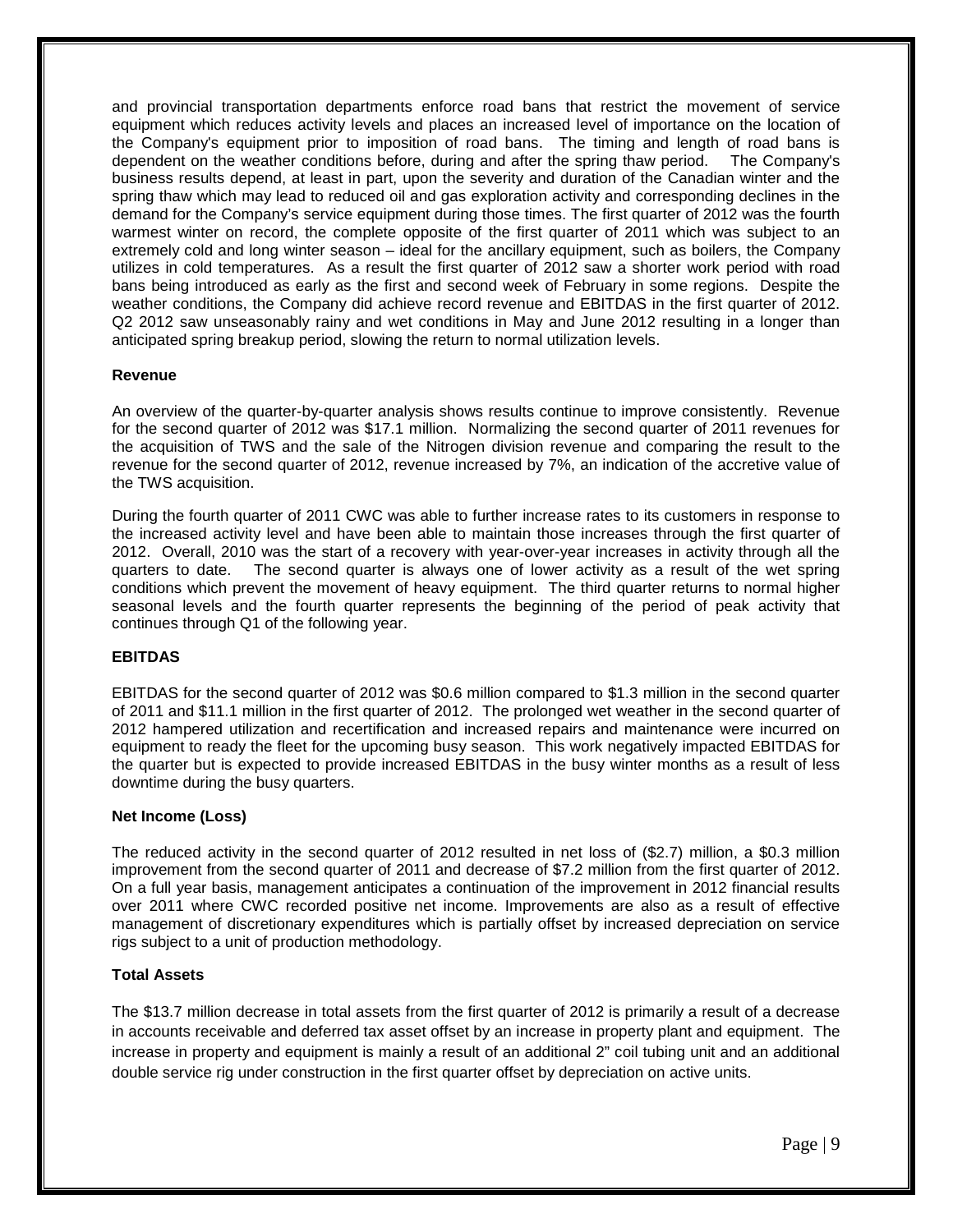and provincial transportation departments enforce road bans that restrict the movement of service equipment which reduces activity levels and places an increased level of importance on the location of the Company's equipment prior to imposition of road bans. The timing and length of road bans is dependent on the weather conditions before, during and after the spring thaw period. The Company's business results depend, at least in part, upon the severity and duration of the Canadian winter and the spring thaw which may lead to reduced oil and gas exploration activity and corresponding declines in the demand for the Company's service equipment during those times. The first quarter of 2012 was the fourth warmest winter on record, the complete opposite of the first quarter of 2011 which was subject to an extremely cold and long winter season – ideal for the ancillary equipment, such as boilers, the Company utilizes in cold temperatures. As a result the first quarter of 2012 saw a shorter work period with road bans being introduced as early as the first and second week of February in some regions. Despite the weather conditions, the Company did achieve record revenue and EBITDAS in the first quarter of 2012. Q2 2012 saw unseasonably rainy and wet conditions in May and June 2012 resulting in a longer than anticipated spring breakup period, slowing the return to normal utilization levels.

**Revenue**

An overview of the quarter-by-quarter analysis shows results continue to improve consistently. Revenue for the second quarter of 2012 was $17.1 million. Normalizing the second quarter of 2011 revenues for the acquisition of TWS and the sale of the Nitrogen division revenue and comparing the result to the revenue for the second quarter of 2012, revenue increased by 7%, an indication of the accretive value of the TWS acquisition.

During the fourth quarter of 2011 CWC was able to further increase rates to its customers in response to the increased activity level and have been able to maintain those increases through the first quarter of 2012. Overall, 2010 was the start of a recovery with year-over-year increases in activity through all the quarters to date. The second quarter is always one of lower activity as a result of the wet spring conditions which prevent the movement of heavy equipment. The third quarter returns to normal higher seasonal levels and the fourth quarter represents the beginning of the period of peak activity that continues through Q1 of the following year.

**EBITDAS**

EBITDAS for the second quarter of 2012 was $0.6 million compared to $1.3 million in the second quarter of 2011 and $11.1 million in the first quarter of 2012. The prolonged wet weather in the second quarter of 2012 hampered utilization and recertification and increased repairs and maintenance were incurred on equipment to ready the fleet for the upcoming busy season. This work negatively impacted EBITDAS for the quarter but is expected to provide increased EBITDAS in the busy winter months as a result of less downtime during the busy quarters.

**Net Income (Loss)**

The reduced activity in the second quarter of 2012 resulted in net loss of ($2.7) million, a $0.3 million improvement from the second quarter of 2011 and decrease of $7.2 million from the first quarter of 2012. On a full year basis, management anticipates a continuation of the improvement in 2012 financial results over 2011 where CWC recorded positive net income. Improvements are also as a result of effective management of discretionary expenditures which is partially offset by increased depreciation on service rigs subject to a unit of production methodology.

**Total Assets**

The $13.7 million decrease in total assets from the first quarter of 2012 is primarily a result of a decrease in accounts receivable and deferred tax asset offset by an increase in property plant and equipment. The increase in property and equipment is mainly a result of an additional 2" coil tubing unit and an additional double service rig under construction in the first quarter offset by depreciation on active units.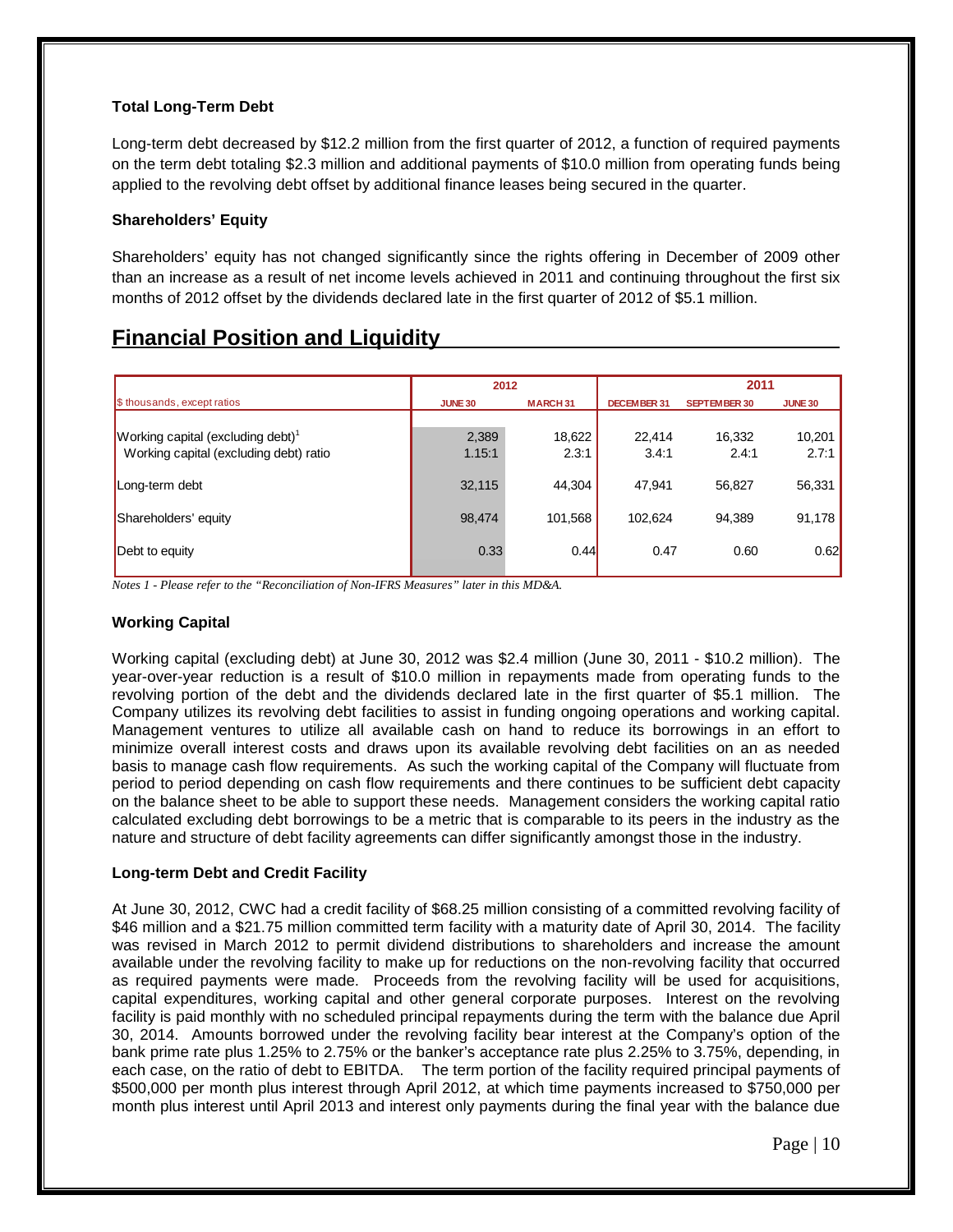### Total Long-Term Debt

Long-term debt decreased by $12.2 million from the first quarter of 2012, a function of required payments on the term debt totaling $2.3 million and additional payments of $10.0 million from operating funds being applied to the revolving debt offset by additional finance leases being secured in the quarter.

### Shareholders' Equity

Shareholders' equity has not changed significantly since the rights offering in December of 2009 other than an increase as a result of net income levels achieved in 2011 and continuing throughout the first six months of 2012 offset by the dividends declared late in the first quarter of 2012 of $5.1 million.

## Financial Position and Liquidity

| | 2012 | | 2011 | | |
|---|---|---|---|---|---|
| $ thousands, except ratios | JUNE 30 | MARCH 31 | DECEMBER 31 | SEPTEMBER 30 | JUNE 30 |
| Working capital (excluding debt)[1] | 2,389 | 18,622 | 22,414 | 16,332 | 10,201 |
| Working capital (excluding debt) ratio | 1.15:1 | 2.3:1 | 3.4:1 | 2.4:1 | 2.7:1 |
| Long-term debt | 32,115 | 44,304 | 47,941 | 56,827 | 56,331 |
| Shareholders' equity | 98,474 | 101,568 | 102,624 | 94,389 | 91,178 |
| Debt to equity | 0.33 | 0.44 | 0.47 | 0.60 | 0.62 |

*Notes 1 - Please refer to the "Reconciliation of Non-IFRS Measures" later in this MD&A.*

### Working Capital

Working capital (excluding debt) at June 30, 2012 was $2.4 million (June 30, 2011 - $10.2 million). The year-over-year reduction is a result of $10.0 million in repayments made from operating funds to the revolving portion of the debt and the dividends declared late in the first quarter of $5.1 million. The Company utilizes its revolving debt facilities to assist in funding ongoing operations and working capital. Management ventures to utilize all available cash on hand to reduce its borrowings in an effort to minimize overall interest costs and draws upon its available revolving debt facilities on an as needed basis to manage cash flow requirements. As such the working capital of the Company will fluctuate from period to period depending on cash flow requirements and there continues to be sufficient debt capacity on the balance sheet to be able to support these needs. Management considers the working capital ratio calculated excluding debt borrowings to be a metric that is comparable to its peers in the industry as the nature and structure of debt facility agreements can differ significantly amongst those in the industry.

### Long-term Debt and Credit Facility

At June 30, 2012, CWC had a credit facility of $68.25 million consisting of a committed revolving facility of $46 million and a $21.75 million committed term facility with a maturity date of April 30, 2014. The facility was revised in March 2012 to permit dividend distributions to shareholders and increase the amount available under the revolving facility to make up for reductions on the non-revolving facility that occurred as required payments were made. Proceeds from the revolving facility will be used for acquisitions, capital expenditures, working capital and other general corporate purposes. Interest on the revolving facility is paid monthly with no scheduled principal repayments during the term with the balance due April 30, 2014. Amounts borrowed under the revolving facility bear interest at the Company's option of the bank prime rate plus 1.25% to 2.75% or the banker's acceptance rate plus 2.25% to 3.75%, depending, in each case, on the ratio of debt to EBITDA. The term portion of the facility required principal payments of $500,000 per month plus interest through April 2012, at which time payments increased to $750,000 per month plus interest until April 2013 and interest only payments during the final year with the balance due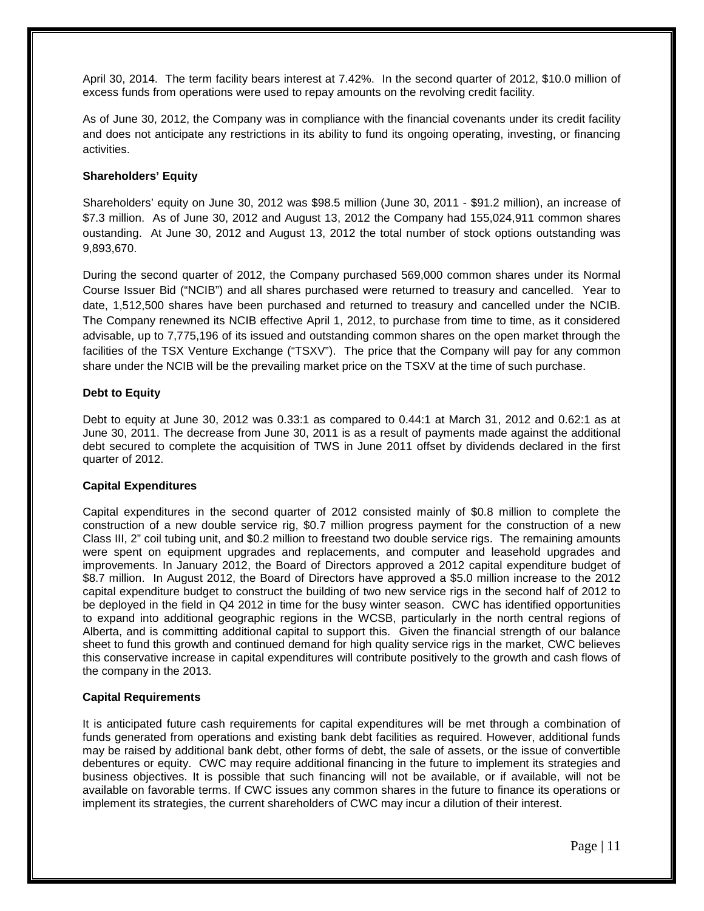April 30, 2014. The term facility bears interest at 7.42%. In the second quarter of 2012, $10.0 million of excess funds from operations were used to repay amounts on the revolving credit facility.

As of June 30, 2012, the Company was in compliance with the financial covenants under its credit facility and does not anticipate any restrictions in its ability to fund its ongoing operating, investing, or financing activities.

**Shareholders' Equity**

Shareholders' equity on June 30, 2012 was $98.5 million (June 30, 2011 - $91.2 million), an increase of $7.3 million. As of June 30, 2012 and August 13, 2012 the Company had 155,024,911 common shares oustanding. At June 30, 2012 and August 13, 2012 the total number of stock options outstanding was 9,893,670.

During the second quarter of 2012, the Company purchased 569,000 common shares under its Normal Course Issuer Bid ("NCIB") and all shares purchased were returned to treasury and cancelled. Year to date, 1,512,500 shares have been purchased and returned to treasury and cancelled under the NCIB. The Company renewned its NCIB effective April 1, 2012, to purchase from time to time, as it considered advisable, up to 7,775,196 of its issued and outstanding common shares on the open market through the facilities of the TSX Venture Exchange ("TSXV"). The price that the Company will pay for any common share under the NCIB will be the prevailing market price on the TSXV at the time of such purchase.

**Debt to Equity**

Debt to equity at June 30, 2012 was 0.33:1 as compared to 0.44:1 at March 31, 2012 and 0.62:1 as at June 30, 2011. The decrease from June 30, 2011 is as a result of payments made against the additional debt secured to complete the acquisition of TWS in June 2011 offset by dividends declared in the first quarter of 2012.

**Capital Expenditures**

Capital expenditures in the second quarter of 2012 consisted mainly of $0.8 million to complete the construction of a new double service rig, $0.7 million progress payment for the construction of a new Class III, 2" coil tubing unit, and $0.2 million to freestand two double service rigs. The remaining amounts were spent on equipment upgrades and replacements, and computer and leasehold upgrades and improvements. In January 2012, the Board of Directors approved a 2012 capital expenditure budget of $8.7 million. In August 2012, the Board of Directors have approved a $5.0 million increase to the 2012 capital expenditure budget to construct the building of two new service rigs in the second half of 2012 to be deployed in the field in Q4 2012 in time for the busy winter season. CWC has identified opportunities to expand into additional geographic regions in the WCSB, particularly in the north central regions of Alberta, and is committing additional capital to support this. Given the financial strength of our balance sheet to fund this growth and continued demand for high quality service rigs in the market, CWC believes this conservative increase in capital expenditures will contribute positively to the growth and cash flows of the company in the 2013.

**Capital Requirements**

It is anticipated future cash requirements for capital expenditures will be met through a combination of funds generated from operations and existing bank debt facilities as required. However, additional funds may be raised by additional bank debt, other forms of debt, the sale of assets, or the issue of convertible debentures or equity. CWC may require additional financing in the future to implement its strategies and business objectives. It is possible that such financing will not be available, or if available, will not be available on favorable terms. If CWC issues any common shares in the future to finance its operations or implement its strategies, the current shareholders of CWC may incur a dilution of their interest.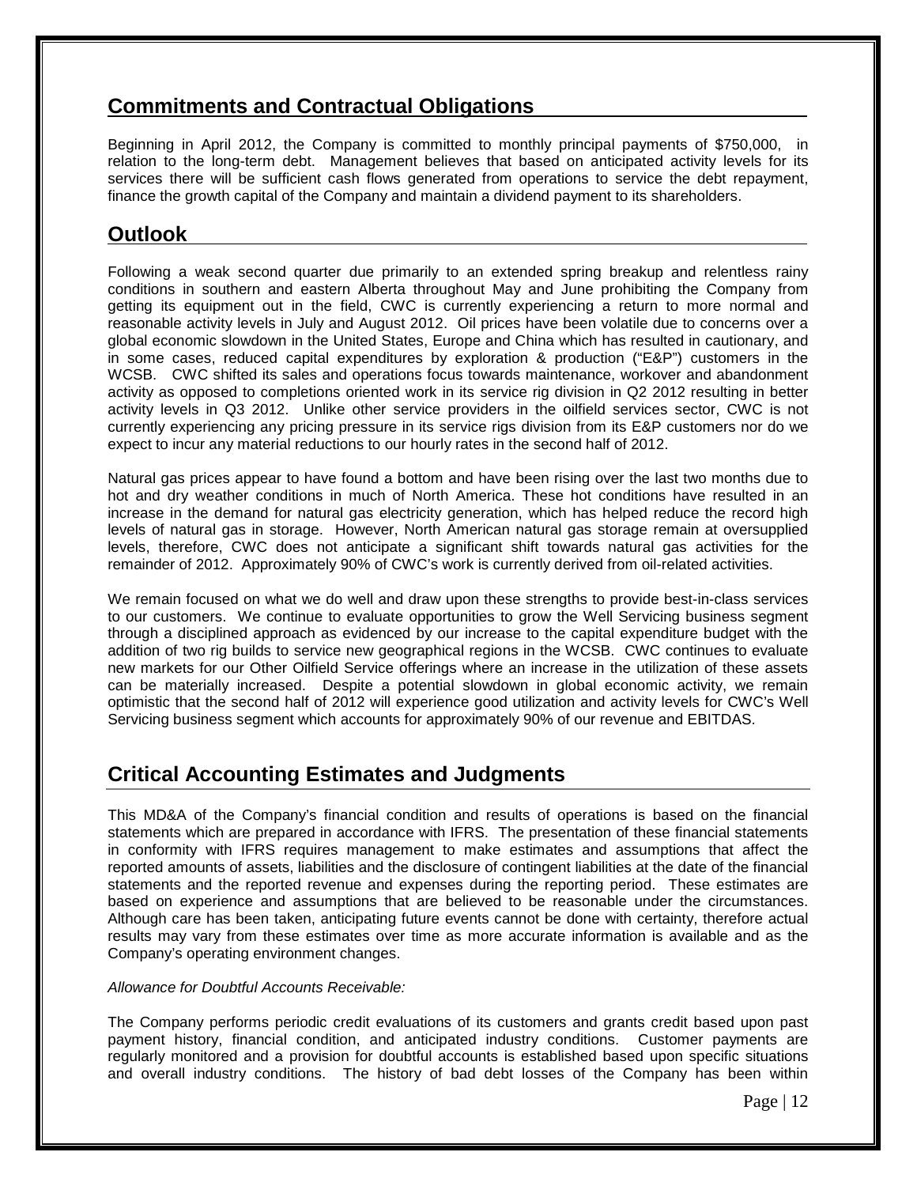## Commitments and Contractual Obligations

Beginning in April 2012, the Company is committed to monthly principal payments of $750,000, in relation to the long-term debt. Management believes that based on anticipated activity levels for its services there will be sufficient cash flows generated from operations to service the debt repayment, finance the growth capital of the Company and maintain a dividend payment to its shareholders.

## Outlook

Following a weak second quarter due primarily to an extended spring breakup and relentless rainy conditions in southern and eastern Alberta throughout May and June prohibiting the Company from getting its equipment out in the field, CWC is currently experiencing a return to more normal and reasonable activity levels in July and August 2012. Oil prices have been volatile due to concerns over a global economic slowdown in the United States, Europe and China which has resulted in cautionary, and in some cases, reduced capital expenditures by exploration & production ("E&P") customers in the WCSB. CWC shifted its sales and operations focus towards maintenance, workover and abandonment activity as opposed to completions oriented work in its service rig division in Q2 2012 resulting in better activity levels in Q3 2012. Unlike other service providers in the oilfield services sector, CWC is not currently experiencing any pricing pressure in its service rigs division from its E&P customers nor do we expect to incur any material reductions to our hourly rates in the second half of 2012.

Natural gas prices appear to have found a bottom and have been rising over the last two months due to hot and dry weather conditions in much of North America. These hot conditions have resulted in an increase in the demand for natural gas electricity generation, which has helped reduce the record high levels of natural gas in storage. However, North American natural gas storage remain at oversupplied levels, therefore, CWC does not anticipate a significant shift towards natural gas activities for the remainder of 2012. Approximately 90% of CWC's work is currently derived from oil-related activities.

We remain focused on what we do well and draw upon these strengths to provide best-in-class services to our customers. We continue to evaluate opportunities to grow the Well Servicing business segment through a disciplined approach as evidenced by our increase to the capital expenditure budget with the addition of two rig builds to service new geographical regions in the WCSB. CWC continues to evaluate new markets for our Other Oilfield Service offerings where an increase in the utilization of these assets can be materially increased. Despite a potential slowdown in global economic activity, we remain optimistic that the second half of 2012 will experience good utilization and activity levels for CWC's Well Servicing business segment which accounts for approximately 90% of our revenue and EBITDAS.

## Critical Accounting Estimates and Judgments

This MD&A of the Company's financial condition and results of operations is based on the financial statements which are prepared in accordance with IFRS. The presentation of these financial statements in conformity with IFRS requires management to make estimates and assumptions that affect the reported amounts of assets, liabilities and the disclosure of contingent liabilities at the date of the financial statements and the reported revenue and expenses during the reporting period. These estimates are based on experience and assumptions that are believed to be reasonable under the circumstances. Although care has been taken, anticipating future events cannot be done with certainty, therefore actual results may vary from these estimates over time as more accurate information is available and as the Company's operating environment changes.

*Allowance for Doubtful Accounts Receivable:*

The Company performs periodic credit evaluations of its customers and grants credit based upon past payment history, financial condition, and anticipated industry conditions. Customer payments are regularly monitored and a provision for doubtful accounts is established based upon specific situations and overall industry conditions. The history of bad debt losses of the Company has been within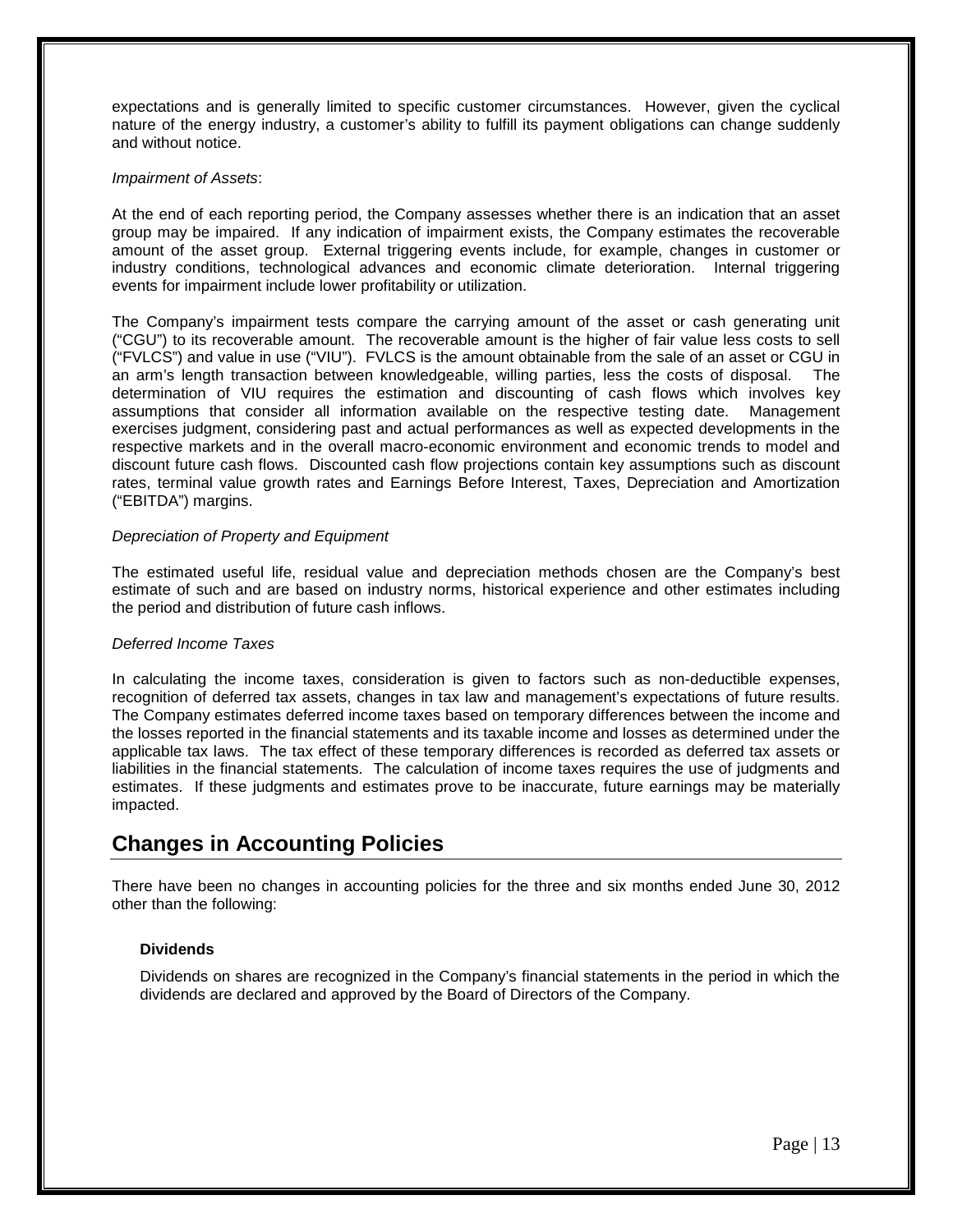expectations and is generally limited to specific customer circumstances. However, given the cyclical nature of the energy industry, a customer's ability to fulfill its payment obligations can change suddenly and without notice.

*Impairment of Assets*:

At the end of each reporting period, the Company assesses whether there is an indication that an asset group may be impaired. If any indication of impairment exists, the Company estimates the recoverable amount of the asset group. External triggering events include, for example, changes in customer or industry conditions, technological advances and economic climate deterioration. Internal triggering events for impairment include lower profitability or utilization.

The Company's impairment tests compare the carrying amount of the asset or cash generating unit ("CGU") to its recoverable amount. The recoverable amount is the higher of fair value less costs to sell ("FVLCS") and value in use ("VIU"). FVLCS is the amount obtainable from the sale of an asset or CGU in an arm's length transaction between knowledgeable, willing parties, less the costs of disposal. The determination of VIU requires the estimation and discounting of cash flows which involves key assumptions that consider all information available on the respective testing date. Management exercises judgment, considering past and actual performances as well as expected developments in the respective markets and in the overall macro-economic environment and economic trends to model and discount future cash flows. Discounted cash flow projections contain key assumptions such as discount rates, terminal value growth rates and Earnings Before Interest, Taxes, Depreciation and Amortization ("EBITDA") margins.

*Depreciation of Property and Equipment*

The estimated useful life, residual value and depreciation methods chosen are the Company's best estimate of such and are based on industry norms, historical experience and other estimates including the period and distribution of future cash inflows.

*Deferred Income Taxes*

In calculating the income taxes, consideration is given to factors such as non-deductible expenses, recognition of deferred tax assets, changes in tax law and management's expectations of future results. The Company estimates deferred income taxes based on temporary differences between the income and the losses reported in the financial statements and its taxable income and losses as determined under the applicable tax laws. The tax effect of these temporary differences is recorded as deferred tax assets or liabilities in the financial statements. The calculation of income taxes requires the use of judgments and estimates. If these judgments and estimates prove to be inaccurate, future earnings may be materially impacted.

## Changes in Accounting Policies

There have been no changes in accounting policies for the three and six months ended June 30, 2012 other than the following:

**Dividends**

Dividends on shares are recognized in the Company's financial statements in the period in which the dividends are declared and approved by the Board of Directors of the Company.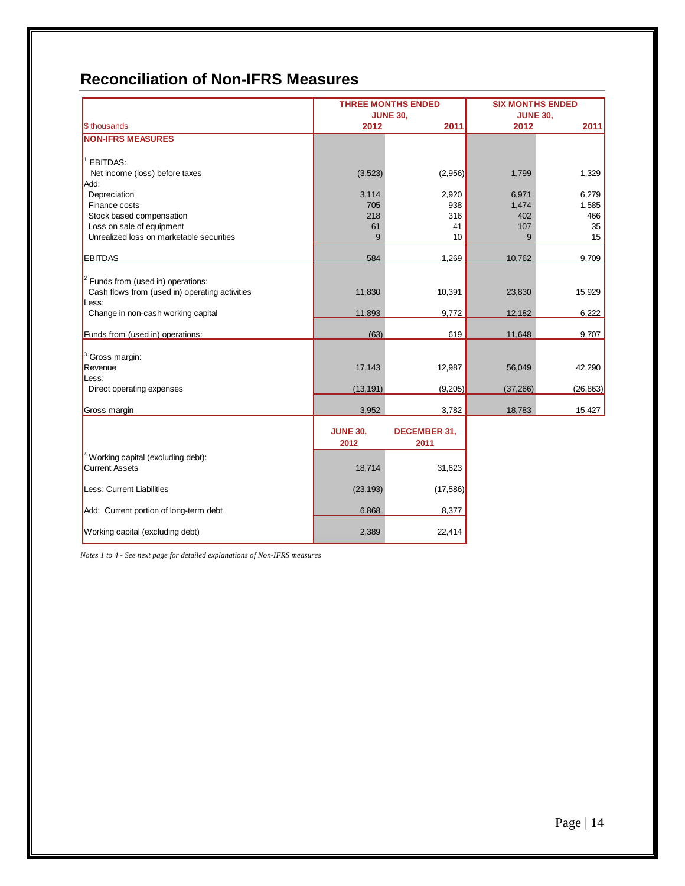## Reconciliation of Non-IFRS Measures

| $ thousands | THREE MONTHS ENDED JUNE 30, 2012 | 2011 | SIX MONTHS ENDED JUNE 30, 2012 | 2011 |
|---|---|---|---|---|
| **NON-IFRS MEASURES** | | | | |
| [1] EBITDAS: | | | | |
| Net income (loss) before taxes | (3,523) | (2,956) | 1,799 | 1,329 |
| Add: | | | | |
| Depreciation | 3,114 | 2,920 | 6,971 | 6,279 |
| Finance costs | 705 | 938 | 1,474 | 1,585 |
| Stock based compensation | 218 | 316 | 402 | 466 |
| Loss on sale of equipment | 61 | 41 | 107 | 35 |
| Unrealized loss on marketable securities | 9 | 10 | 9 | 15 |
| EBITDAS | 584 | 1,269 | 10,762 | 9,709 |
| [2] Funds from (used in) operations: | | | | |
| Cash flows from (used in) operating activities | 11,830 | 10,391 | 23,830 | 15,929 |
| Less: | | | | |
| Change in non-cash working capital | 11,893 | 9,772 | 12,182 | 6,222 |
| Funds from (used in) operations: | (63) | 619 | 11,648 | 9,707 |
| [3] Gross margin: | | | | |
| Revenue | 17,143 | 12,987 | 56,049 | 42,290 |
| Less: | | | | |
| Direct operating expenses | (13,191) | (9,205) | (37,266) | (26,863) |
| Gross margin | 3,952 | 3,782 | 18,783 | 15,427 |

| | JUNE 30, 2012 | DECEMBER 31, 2011 |
|---|---|---|
| [4] Working capital (excluding debt): | | |
| Current Assets | 18,714 | 31,623 |
| Less: Current Liabilities | (23,193) | (17,586) |
| Add: Current portion of long-term debt | 6,868 | 8,377 |
| Working capital (excluding debt) | 2,389 | 22,414 |

*Notes 1 to 4 - See next page for detailed explanations of Non-IFRS measures*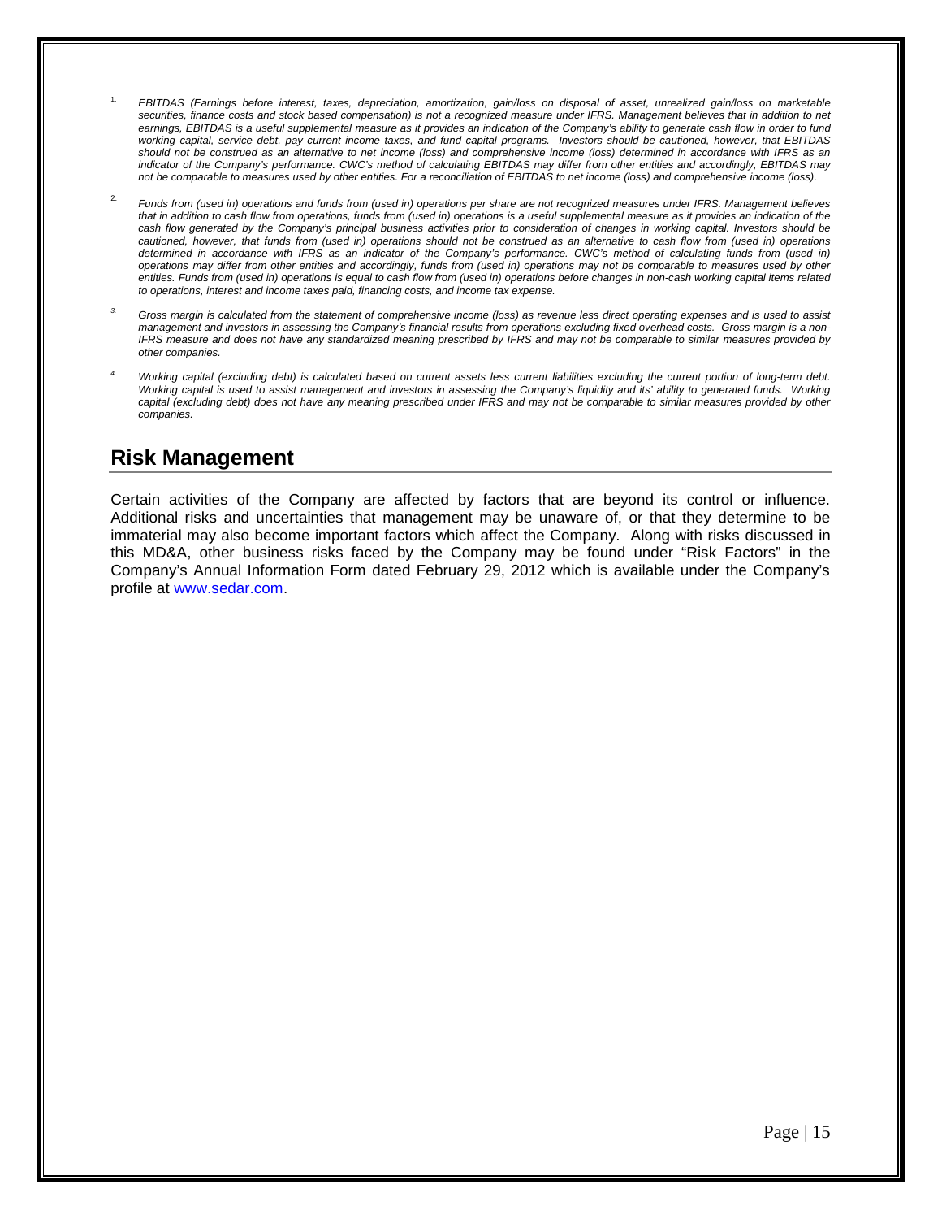1. *EBITDAS (Earnings before interest, taxes, depreciation, amortization, gain/loss on disposal of asset, unrealized gain/loss on marketable securities, finance costs and stock based compensation) is not a recognized measure under IFRS. Management believes that in addition to net earnings, EBITDAS is a useful supplemental measure as it provides an indication of the Company's ability to generate cash flow in order to fund working capital, service debt, pay current income taxes, and fund capital programs. Investors should be cautioned, however, that EBITDAS should not be construed as an alternative to net income (loss) and comprehensive income (loss) determined in accordance with IFRS as an indicator of the Company's performance. CWC's method of calculating EBITDAS may differ from other entities and accordingly, EBITDAS may not be comparable to measures used by other entities. For a reconciliation of EBITDAS to net income (loss) and comprehensive income (loss).*

2. *Funds from (used in) operations and funds from (used in) operations per share are not recognized measures under IFRS. Management believes that in addition to cash flow from operations, funds from (used in) operations is a useful supplemental measure as it provides an indication of the cash flow generated by the Company's principal business activities prior to consideration of changes in working capital. Investors should be cautioned, however, that funds from (used in) operations should not be construed as an alternative to cash flow from (used in) operations determined in accordance with IFRS as an indicator of the Company's performance. CWC's method of calculating funds from (used in) operations may differ from other entities and accordingly, funds from (used in) operations may not be comparable to measures used by other entities. Funds from (used in) operations is equal to cash flow from (used in) operations before changes in non-cash working capital items related to operations, interest and income taxes paid, financing costs, and income tax expense.*

3. *Gross margin is calculated from the statement of comprehensive income (loss) as revenue less direct operating expenses and is used to assist management and investors in assessing the Company's financial results from operations excluding fixed overhead costs. Gross margin is a non-IFRS measure and does not have any standardized meaning prescribed by IFRS and may not be comparable to similar measures provided by other companies.*

4. *Working capital (excluding debt) is calculated based on current assets less current liabilities excluding the current portion of long-term debt. Working capital is used to assist management and investors in assessing the Company's liquidity and its' ability to generated funds. Working capital (excluding debt) does not have any meaning prescribed under IFRS and may not be comparable to similar measures provided by other companies.*

## Risk Management

Certain activities of the Company are affected by factors that are beyond its control or influence. Additional risks and uncertainties that management may be unaware of, or that they determine to be immaterial may also become important factors which affect the Company. Along with risks discussed in this MD&A, other business risks faced by the Company may be found under "Risk Factors" in the Company's Annual Information Form dated February 29, 2012 which is available under the Company's profile at www.sedar.com.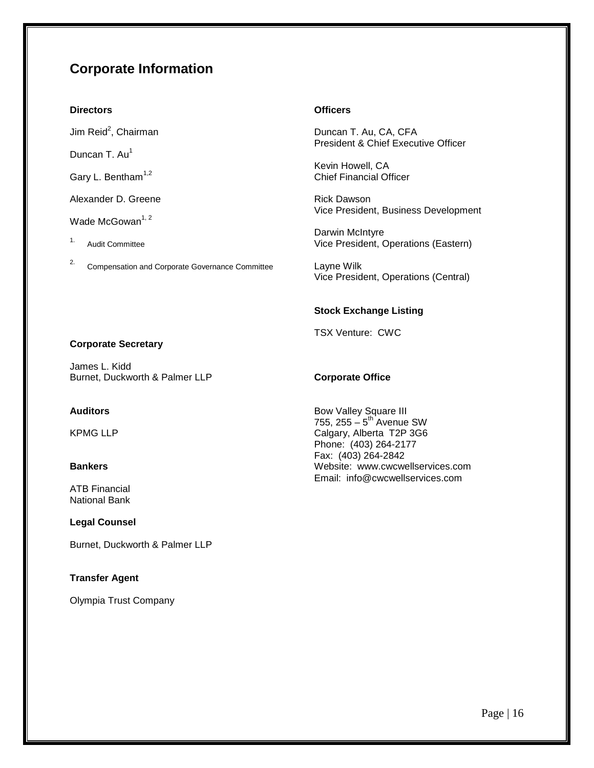# Corporate Information

### Directors

Jim Reid[2], Chairman

Duncan T. Au[1]

Gary L. Bentham[1,2]

Alexander D. Greene

Wade McGowan[1, 2]

1. Audit Committee
2. Compensation and Corporate Governance Committee

### Corporate Secretary

James L. Kidd
Burnet, Duckworth & Palmer LLP

### Auditors

KPMG LLP

### Bankers

ATB Financial
National Bank

### Legal Counsel

Burnet, Duckworth & Palmer LLP

### Transfer Agent

Olympia Trust Company

### Officers

Duncan T. Au, CA, CFA
President & Chief Executive Officer

Kevin Howell, CA
Chief Financial Officer

Rick Dawson
Vice President, Business Development

Darwin McIntyre
Vice President, Operations (Eastern)

Layne Wilk
Vice President, Operations (Central)

### Stock Exchange Listing

TSX Venture: CWC

### Corporate Office

Bow Valley Square III
755, 255 – 5th Avenue SW
Calgary, Alberta T2P 3G6
Phone: (403) 264-2177
Fax: (403) 264-2842
Website: www.cwcwellservices.com
Email: info@cwcwellservices.com